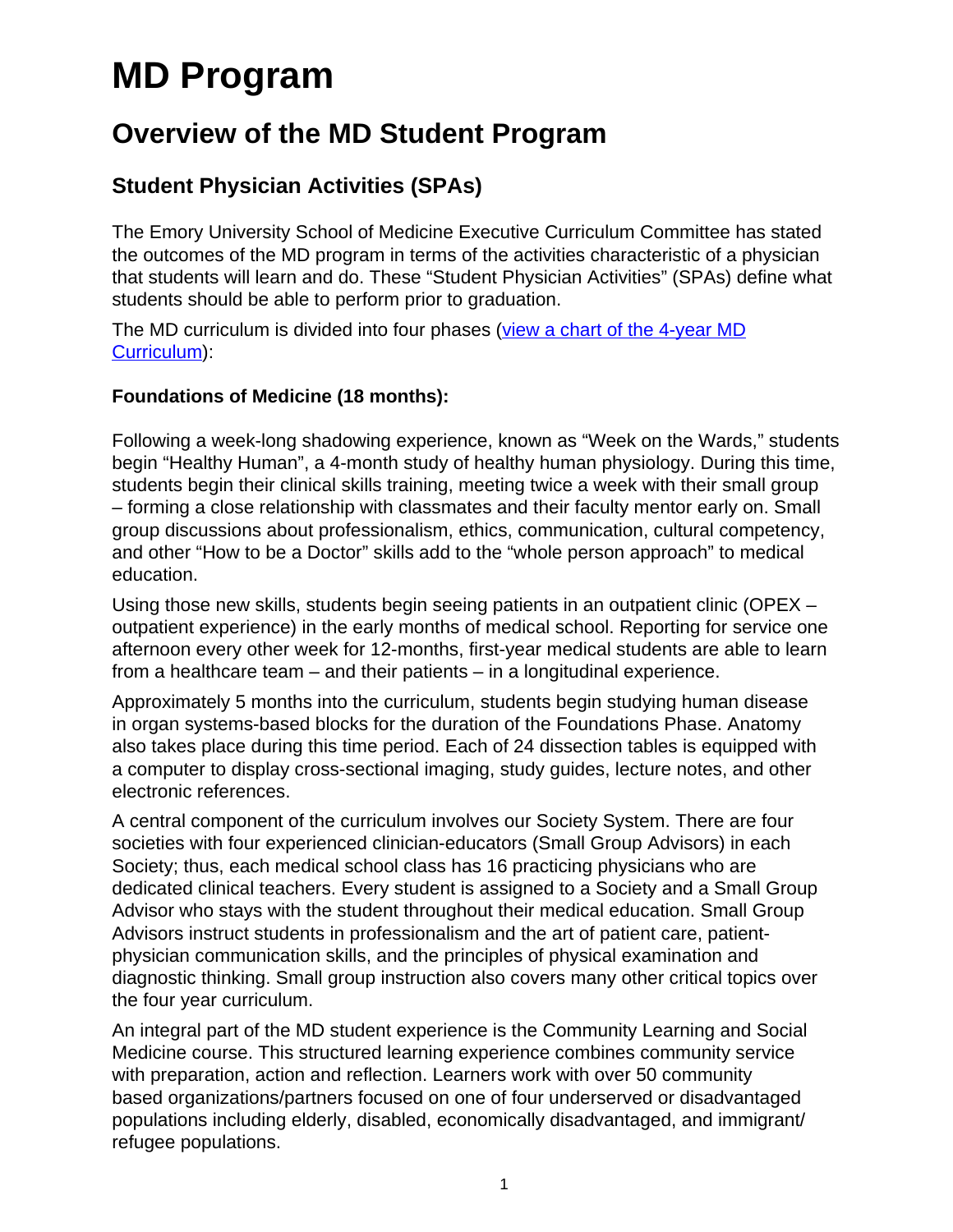# MD Program

## Overview of the MD Student Program

### Student Physician Activities (SPAs)

The Emory University School of Medicine Executive Curriculum Committee has stated the outcomes of the MD program in terms of the activities characteristic of a physician that students will learn and do. These "Student Physician Activities" (SPAs) define what students should be able to perform prior to graduation.

The MD curriculum is divided into four phases (view a chart of the 4-year MD Curriculum):

**Foundations of Medicine (18 months):**

Following a week-long shadowing experience, known as "Week on the Wards," students begin "Healthy Human", a 4-month study of healthy human physiology. During this time, students begin their clinical skills training, meeting twice a week with their small group – forming a close relationship with classmates and their faculty mentor early on. Small group discussions about professionalism, ethics, communication, cultural competency, and other "How to be a Doctor" skills add to the "whole person approach" to medical education.

Using those new skills, students begin seeing patients in an outpatient clinic (OPEX – outpatient experience) in the early months of medical school. Reporting for service one afternoon every other week for 12-months, first-year medical students are able to learn from a healthcare team – and their patients – in a longitudinal experience.

Approximately 5 months into the curriculum, students begin studying human disease in organ systems-based blocks for the duration of the Foundations Phase. Anatomy also takes place during this time period. Each of 24 dissection tables is equipped with a computer to display cross-sectional imaging, study guides, lecture notes, and other electronic references.

A central component of the curriculum involves our Society System. There are four societies with four experienced clinician-educators (Small Group Advisors) in each Society; thus, each medical school class has 16 practicing physicians who are dedicated clinical teachers. Every student is assigned to a Society and a Small Group Advisor who stays with the student throughout their medical education. Small Group Advisors instruct students in professionalism and the art of patient care, patient-physician communication skills, and the principles of physical examination and diagnostic thinking. Small group instruction also covers many other critical topics over the four year curriculum.

An integral part of the MD student experience is the Community Learning and Social Medicine course. This structured learning experience combines community service with preparation, action and reflection. Learners work with over 50 community based organizations/partners focused on one of four underserved or disadvantaged populations including elderly, disabled, economically disadvantaged, and immigrant/ refugee populations.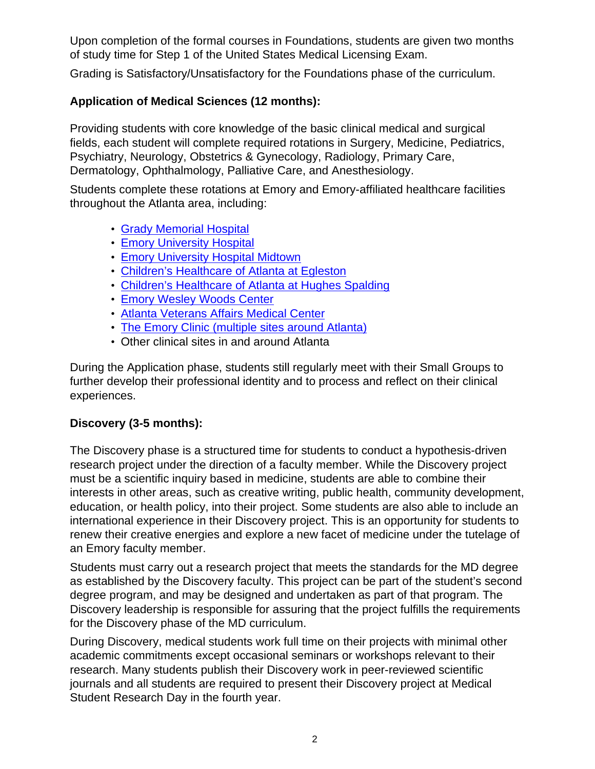Upon completion of the formal courses in Foundations, students are given two months of study time for Step 1 of the United States Medical Licensing Exam.

Grading is Satisfactory/Unsatisfactory for the Foundations phase of the curriculum.

**Application of Medical Sciences (12 months):**

Providing students with core knowledge of the basic clinical medical and surgical fields, each student will complete required rotations in Surgery, Medicine, Pediatrics, Psychiatry, Neurology, Obstetrics & Gynecology, Radiology, Primary Care, Dermatology, Ophthalmology, Palliative Care, and Anesthesiology.

Students complete these rotations at Emory and Emory-affiliated healthcare facilities throughout the Atlanta area, including:

- Grady Memorial Hospital
- Emory University Hospital
- Emory University Hospital Midtown
- Children's Healthcare of Atlanta at Egleston
- Children's Healthcare of Atlanta at Hughes Spalding
- Emory Wesley Woods Center
- Atlanta Veterans Affairs Medical Center
- The Emory Clinic (multiple sites around Atlanta)
- Other clinical sites in and around Atlanta

During the Application phase, students still regularly meet with their Small Groups to further develop their professional identity and to process and reflect on their clinical experiences.

**Discovery (3-5 months):**

The Discovery phase is a structured time for students to conduct a hypothesis-driven research project under the direction of a faculty member. While the Discovery project must be a scientific inquiry based in medicine, students are able to combine their interests in other areas, such as creative writing, public health, community development, education, or health policy, into their project. Some students are also able to include an international experience in their Discovery project. This is an opportunity for students to renew their creative energies and explore a new facet of medicine under the tutelage of an Emory faculty member.

Students must carry out a research project that meets the standards for the MD degree as established by the Discovery faculty. This project can be part of the student's second degree program, and may be designed and undertaken as part of that program. The Discovery leadership is responsible for assuring that the project fulfills the requirements for the Discovery phase of the MD curriculum.

During Discovery, medical students work full time on their projects with minimal other academic commitments except occasional seminars or workshops relevant to their research. Many students publish their Discovery work in peer-reviewed scientific journals and all students are required to present their Discovery project at Medical Student Research Day in the fourth year.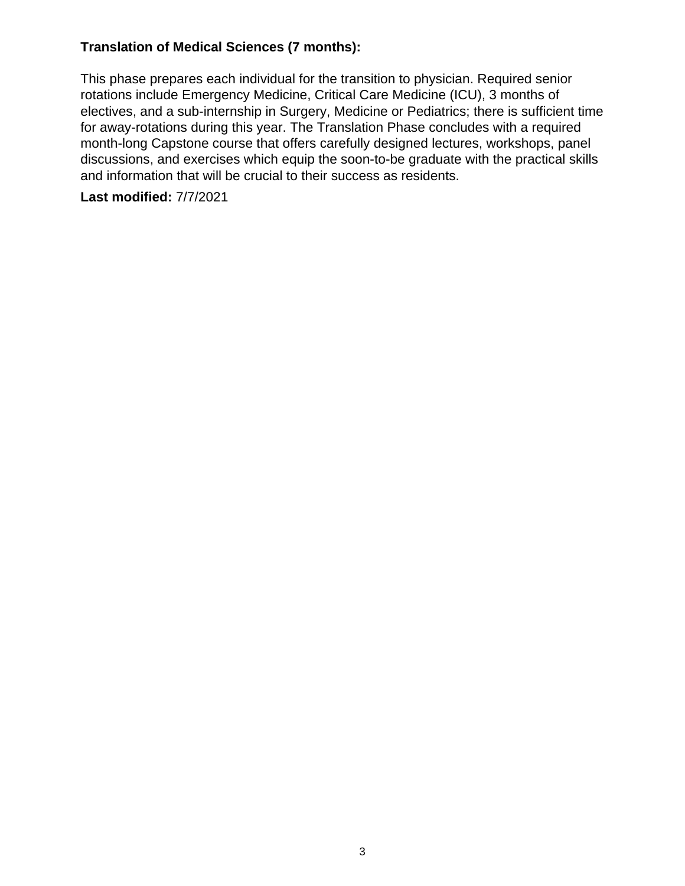**Translation of Medical Sciences (7 months):**

This phase prepares each individual for the transition to physician. Required senior rotations include Emergency Medicine, Critical Care Medicine (ICU), 3 months of electives, and a sub-internship in Surgery, Medicine or Pediatrics; there is sufficient time for away-rotations during this year. The Translation Phase concludes with a required month-long Capstone course that offers carefully designed lectures, workshops, panel discussions, and exercises which equip the soon-to-be graduate with the practical skills and information that will be crucial to their success as residents.

**Last modified:** 7/7/2021